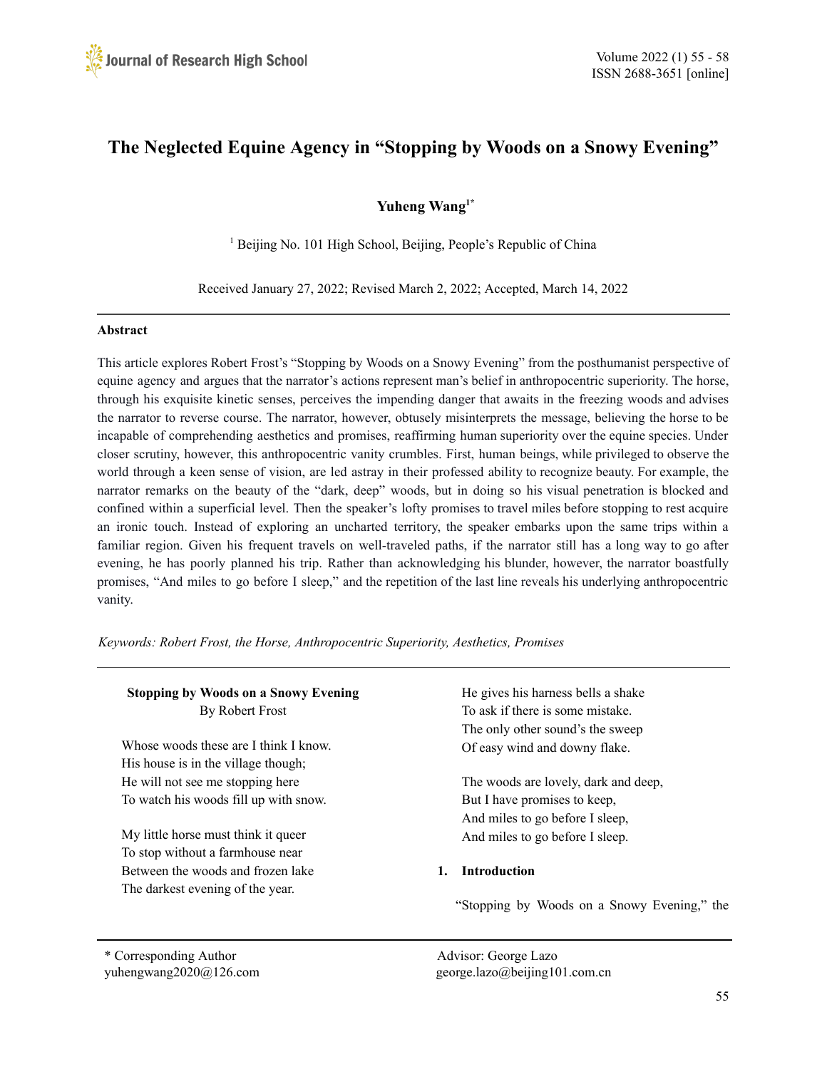# The Neglected Equine Agency in "Stopping by Woods on a Snowy Evening"

**Yuheng Wang[1*]**

[1] Beijing No. 101 High School, Beijing, People's Republic of China

Received January 27, 2022; Revised March 2, 2022; Accepted, March 14, 2022

---

**Abstract**

This article explores Robert Frost's "Stopping by Woods on a Snowy Evening" from the posthumanist perspective of equine agency and argues that the narrator's actions represent man's belief in anthropocentric superiority. The horse, through his exquisite kinetic senses, perceives the impending danger that awaits in the freezing woods and advises the narrator to reverse course. The narrator, however, obtusely misinterprets the message, believing the horse to be incapable of comprehending aesthetics and promises, reaffirming human superiority over the equine species. Under closer scrutiny, however, this anthropocentric vanity crumbles. First, human beings, while privileged to observe the world through a keen sense of vision, are led astray in their professed ability to recognize beauty. For example, the narrator remarks on the beauty of the "dark, deep" woods, but in doing so his visual penetration is blocked and confined within a superficial level. Then the speaker's lofty promises to travel miles before stopping to rest acquire an ironic touch. Instead of exploring an uncharted territory, the speaker embarks upon the same trips within a familiar region. Given his frequent travels on well-traveled paths, if the narrator still has a long way to go after evening, he has poorly planned his trip. Rather than acknowledging his blunder, however, the narrator boastfully promises, "And miles to go before I sleep," and the repetition of the last line reveals his underlying anthropocentric vanity.

*Keywords: Robert Frost, the Horse, Anthropocentric Superiority, Aesthetics, Promises*

---

**Stopping by Woods on a Snowy Evening**
By Robert Frost

Whose woods these are I think I know.
His house is in the village though;
He will not see me stopping here
To watch his woods fill up with snow.

My little horse must think it queer
To stop without a farmhouse near
Between the woods and frozen lake
The darkest evening of the year.

He gives his harness bells a shake
To ask if there is some mistake.
The only other sound's the sweep
Of easy wind and downy flake.

The woods are lovely, dark and deep,
But I have promises to keep,
And miles to go before I sleep,
And miles to go before I sleep.

## 1. Introduction

"Stopping by Woods on a Snowy Evening," the

---

\* Corresponding Author
yuhengwang2020@126.com

Advisor: George Lazo
george.lazo@beijing101.com.cn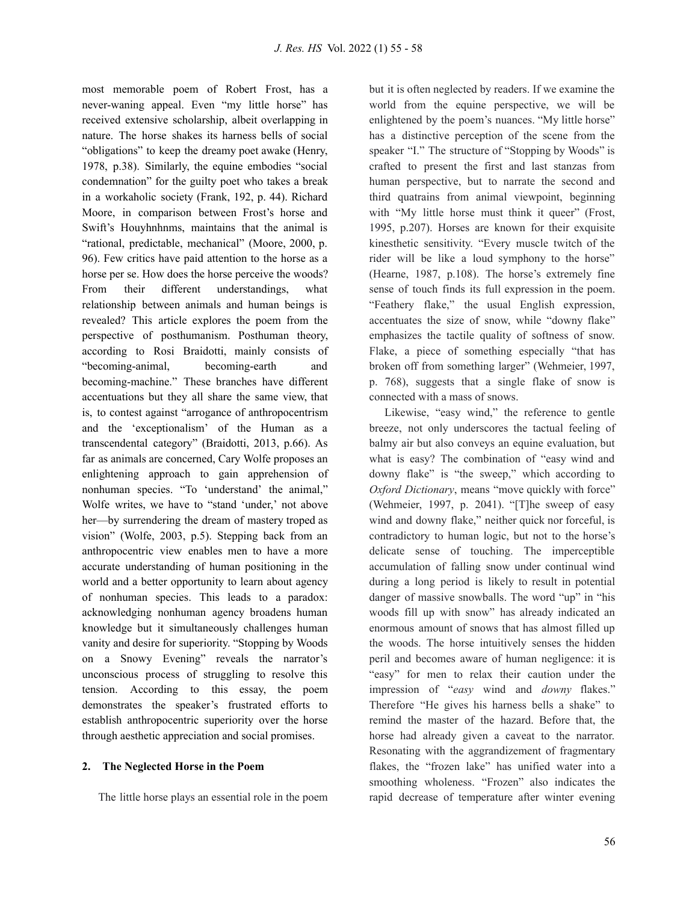most memorable poem of Robert Frost, has a never-waning appeal. Even "my little horse" has received extensive scholarship, albeit overlapping in nature. The horse shakes its harness bells of social "obligations" to keep the dreamy poet awake (Henry, 1978, p.38). Similarly, the equine embodies "social condemnation" for the guilty poet who takes a break in a workaholic society (Frank, 192, p. 44). Richard Moore, in comparison between Frost's horse and Swift's Houyhnhnms, maintains that the animal is "rational, predictable, mechanical" (Moore, 2000, p. 96). Few critics have paid attention to the horse as a horse per se. How does the horse perceive the woods? From their different understandings, what relationship between animals and human beings is revealed? This article explores the poem from the perspective of posthumanism. Posthuman theory, according to Rosi Braidotti, mainly consists of "becoming-animal, becoming-earth and becoming-machine." These branches have different accentuations but they all share the same view, that is, to contest against "arrogance of anthropocentrism and the 'exceptionalism' of the Human as a transcendental category" (Braidotti, 2013, p.66). As far as animals are concerned, Cary Wolfe proposes an enlightening approach to gain apprehension of nonhuman species. "To 'understand' the animal," Wolfe writes, we have to "stand 'under,' not above her—by surrendering the dream of mastery troped as vision" (Wolfe, 2003, p.5). Stepping back from an anthropocentric view enables men to have a more accurate understanding of human positioning in the world and a better opportunity to learn about agency of nonhuman species. This leads to a paradox: acknowledging nonhuman agency broadens human knowledge but it simultaneously challenges human vanity and desire for superiority. "Stopping by Woods on a Snowy Evening" reveals the narrator's unconscious process of struggling to resolve this tension. According to this essay, the poem demonstrates the speaker's frustrated efforts to establish anthropocentric superiority over the horse through aesthetic appreciation and social promises.

## 2. The Neglected Horse in the Poem

The little horse plays an essential role in the poem but it is often neglected by readers. If we examine the world from the equine perspective, we will be enlightened by the poem's nuances. "My little horse" has a distinctive perception of the scene from the speaker "I." The structure of "Stopping by Woods" is crafted to present the first and last stanzas from human perspective, but to narrate the second and third quatrains from animal viewpoint, beginning with "My little horse must think it queer" (Frost, 1995, p.207). Horses are known for their exquisite kinesthetic sensitivity. "Every muscle twitch of the rider will be like a loud symphony to the horse" (Hearne, 1987, p.108). The horse's extremely fine sense of touch finds its full expression in the poem. "Feathery flake," the usual English expression, accentuates the size of snow, while "downy flake" emphasizes the tactile quality of softness of snow. Flake, a piece of something especially "that has broken off from something larger" (Wehmeier, 1997, p. 768), suggests that a single flake of snow is connected with a mass of snows.

Likewise, "easy wind," the reference to gentle breeze, not only underscores the tactual feeling of balmy air but also conveys an equine evaluation, but what is easy? The combination of "easy wind and downy flake" is "the sweep," which according to *Oxford Dictionary*, means "move quickly with force" (Wehmeier, 1997, p. 2041). "[T]he sweep of easy wind and downy flake," neither quick nor forceful, is contradictory to human logic, but not to the horse's delicate sense of touching. The imperceptible accumulation of falling snow under continual wind during a long period is likely to result in potential danger of massive snowballs. The word "up" in "his woods fill up with snow" has already indicated an enormous amount of snows that has almost filled up the woods. The horse intuitively senses the hidden peril and becomes aware of human negligence: it is "easy" for men to relax their caution under the impression of "*easy* wind and *downy* flakes." Therefore "He gives his harness bells a shake" to remind the master of the hazard. Before that, the horse had already given a caveat to the narrator. Resonating with the aggrandizement of fragmentary flakes, the "frozen lake" has unified water into a smoothing wholeness. "Frozen" also indicates the rapid decrease of temperature after winter evening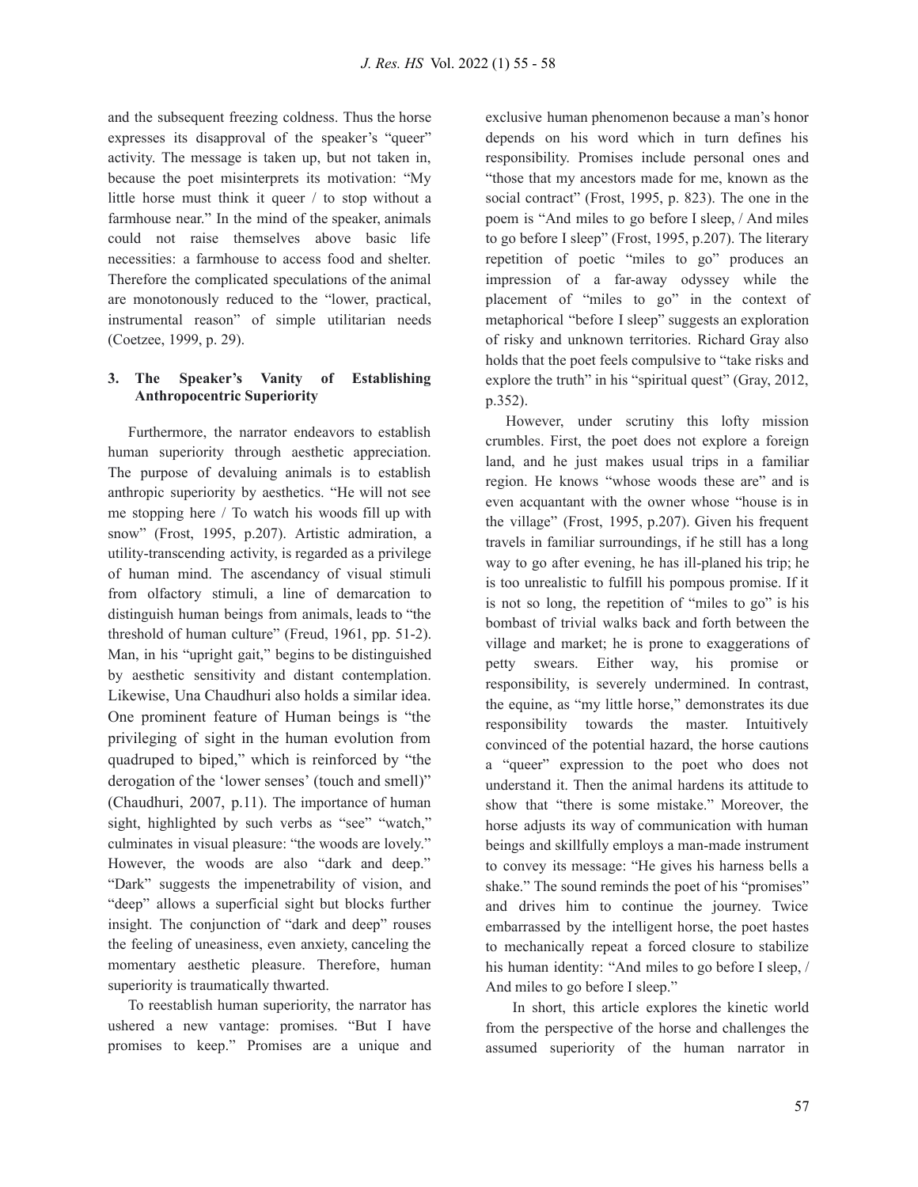and the subsequent freezing coldness. Thus the horse expresses its disapproval of the speaker's "queer" activity. The message is taken up, but not taken in, because the poet misinterprets its motivation: "My little horse must think it queer / to stop without a farmhouse near." In the mind of the speaker, animals could not raise themselves above basic life necessities: a farmhouse to access food and shelter. Therefore the complicated speculations of the animal are monotonously reduced to the "lower, practical, instrumental reason" of simple utilitarian needs (Coetzee, 1999, p. 29).

### 3. The Speaker's Vanity of Establishing Anthropocentric Superiority

Furthermore, the narrator endeavors to establish human superiority through aesthetic appreciation. The purpose of devaluing animals is to establish anthropic superiority by aesthetics. "He will not see me stopping here / To watch his woods fill up with snow" (Frost, 1995, p.207). Artistic admiration, a utility-transcending activity, is regarded as a privilege of human mind. The ascendancy of visual stimuli from olfactory stimuli, a line of demarcation to distinguish human beings from animals, leads to "the threshold of human culture" (Freud, 1961, pp. 51-2). Man, in his "upright gait," begins to be distinguished by aesthetic sensitivity and distant contemplation. Likewise, Una Chaudhuri also holds a similar idea. One prominent feature of Human beings is "the privileging of sight in the human evolution from quadruped to biped," which is reinforced by "the derogation of the 'lower senses' (touch and smell)" (Chaudhuri, 2007, p.11). The importance of human sight, highlighted by such verbs as "see" "watch," culminates in visual pleasure: "the woods are lovely." However, the woods are also "dark and deep." "Dark" suggests the impenetrability of vision, and "deep" allows a superficial sight but blocks further insight. The conjunction of "dark and deep" rouses the feeling of uneasiness, even anxiety, canceling the momentary aesthetic pleasure. Therefore, human superiority is traumatically thwarted.

To reestablish human superiority, the narrator has ushered a new vantage: promises. "But I have promises to keep." Promises are a unique and exclusive human phenomenon because a man's honor depends on his word which in turn defines his responsibility. Promises include personal ones and "those that my ancestors made for me, known as the social contract" (Frost, 1995, p. 823). The one in the poem is "And miles to go before I sleep, / And miles to go before I sleep" (Frost, 1995, p.207). The literary repetition of poetic "miles to go" produces an impression of a far-away odyssey while the placement of "miles to go" in the context of metaphorical "before I sleep" suggests an exploration of risky and unknown territories. Richard Gray also holds that the poet feels compulsive to "take risks and explore the truth" in his "spiritual quest" (Gray, 2012, p.352).

However, under scrutiny this lofty mission crumbles. First, the poet does not explore a foreign land, and he just makes usual trips in a familiar region. He knows "whose woods these are" and is even acquantant with the owner whose "house is in the village" (Frost, 1995, p.207). Given his frequent travels in familiar surroundings, if he still has a long way to go after evening, he has ill-planed his trip; he is too unrealistic to fulfill his pompous promise. If it is not so long, the repetition of "miles to go" is his bombast of trivial walks back and forth between the village and market; he is prone to exaggerations of petty swears. Either way, his promise or responsibility, is severely undermined. In contrast, the equine, as "my little horse," demonstrates its due responsibility towards the master. Intuitively convinced of the potential hazard, the horse cautions a "queer" expression to the poet who does not understand it. Then the animal hardens its attitude to show that "there is some mistake." Moreover, the horse adjusts its way of communication with human beings and skillfully employs a man-made instrument to convey its message: "He gives his harness bells a shake." The sound reminds the poet of his "promises" and drives him to continue the journey. Twice embarrassed by the intelligent horse, the poet hastes to mechanically repeat a forced closure to stabilize his human identity: "And miles to go before I sleep, / And miles to go before I sleep."

In short, this article explores the kinetic world from the perspective of the horse and challenges the assumed superiority of the human narrator in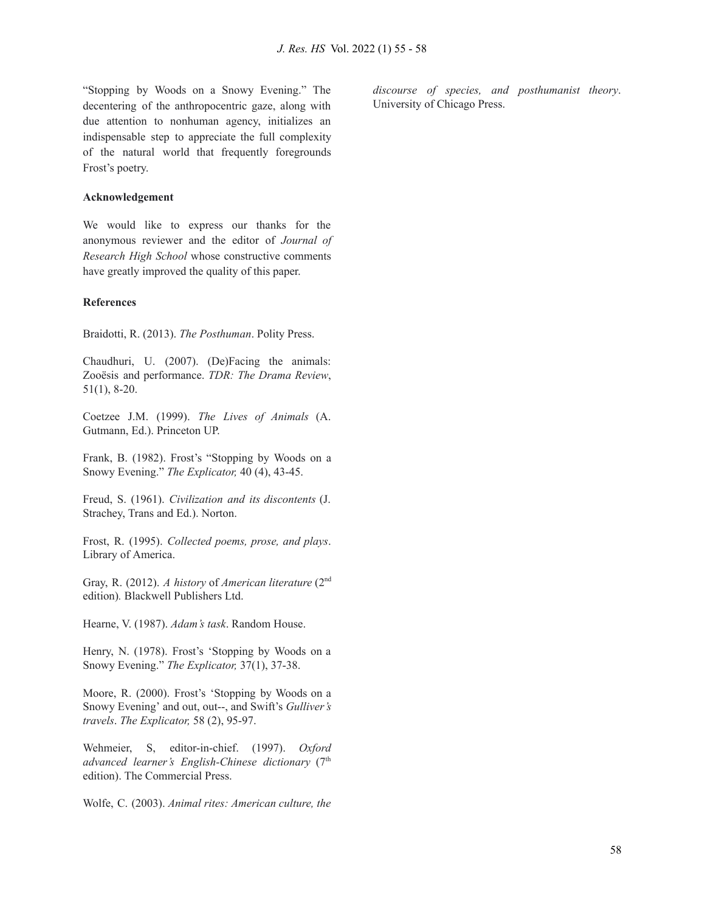"Stopping by Woods on a Snowy Evening." The decentering of the anthropocentric gaze, along with due attention to nonhuman agency, initializes an indispensable step to appreciate the full complexity of the natural world that frequently foregrounds Frost's poetry.

**Acknowledgement**

We would like to express our thanks for the anonymous reviewer and the editor of *Journal of Research High School* whose constructive comments have greatly improved the quality of this paper.

**References**

Braidotti, R. (2013). *The Posthuman*. Polity Press.

Chaudhuri, U. (2007). (De)Facing the animals: Zooësis and performance. *TDR: The Drama Review*, 51(1), 8-20.

Coetzee J.M. (1999). *The Lives of Animals* (A. Gutmann, Ed.). Princeton UP.

Frank, B. (1982). Frost's "Stopping by Woods on a Snowy Evening." *The Explicator,* 40 (4), 43-45.

Freud, S. (1961). *Civilization and its discontents* (J. Strachey, Trans and Ed.). Norton.

Frost, R. (1995). *Collected poems, prose, and plays*. Library of America.

Gray, R. (2012). *A history* of *American literature* (2nd edition). Blackwell Publishers Ltd.

Hearne, V. (1987). *Adam's task*. Random House.

Henry, N. (1978). Frost's 'Stopping by Woods on a Snowy Evening." *The Explicator,* 37(1), 37-38.

Moore, R. (2000). Frost's 'Stopping by Woods on a Snowy Evening' and out, out--, and Swift's *Gulliver's travels*. *The Explicator,* 58 (2), 95-97.

Wehmeier, S, editor-in-chief. (1997). *Oxford advanced learner's English-Chinese dictionary* (7th edition). The Commercial Press.

Wolfe, C. (2003). *Animal rites: American culture, the discourse of species, and posthumanist theory*. University of Chicago Press.